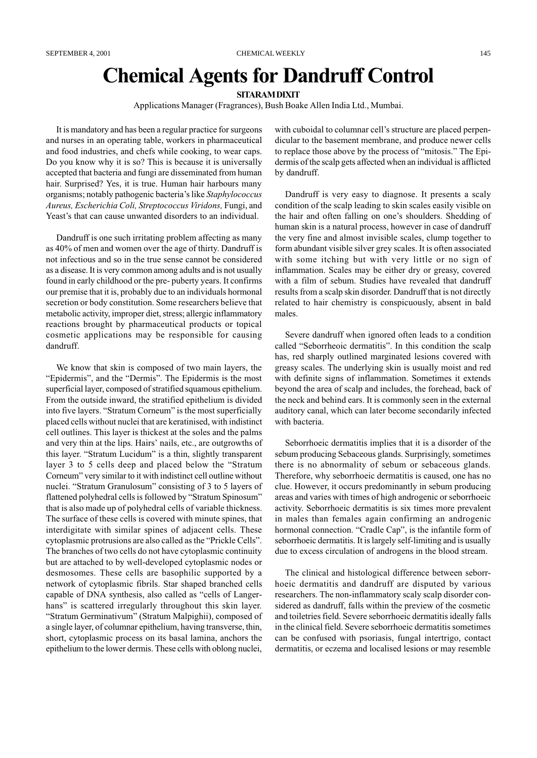# Chemical Agents for Dandruff Control

**SITARAM DIXIT**

Applications Manager (Fragrances), Bush Boake Allen India Ltd., Mumbai.

It is mandatory and has been a regular practice for surgeons and nurses in an operating table, workers in pharmaceutical and food industries, and chefs while cooking, to wear caps. Do you know why it is so? This is because it is universally accepted that bacteria and fungi are disseminated from human hair. Surprised? Yes, it is true. Human hair harbours many organisms; notably pathogenic bacteria's like *Staphylococcus Aureus, Escherichia Coli, Streptococcus Viridons,* Fungi, and Yeast's that can cause unwanted disorders to an individual.

Dandruff is one such irritating problem affecting as many as 40% of men and women over the age of thirty. Dandruff is not infectious and so in the true sense cannot be considered as a disease. It is very common among adults and is not usually found in early childhood or the pre- puberty years. It confirms our premise that it is, probably due to an individuals hormonal secretion or body constitution. Some researchers believe that metabolic activity, improper diet, stress; allergic inflammatory reactions brought by pharmaceutical products or topical cosmetic applications may be responsible for causing dandruff.

We know that skin is composed of two main layers, the "Epidermis", and the "Dermis". The Epidermis is the most superficial layer, composed of stratified squamous epithelium. From the outside inward, the stratified epithelium is divided into five layers. "Stratum Corneum" is the most superficially placed cells without nuclei that are keratinised, with indistinct cell outlines. This layer is thickest at the soles and the palms and very thin at the lips. Hairs' nails, etc., are outgrowths of this layer. "Stratum Lucidum" is a thin, slightly transparent layer 3 to 5 cells deep and placed below the "Stratum Corneum" very similar to it with indistinct cell outline without nuclei. "Stratum Granulosum" consisting of 3 to 5 layers of flattened polyhedral cells is followed by "Stratum Spinosum" that is also made up of polyhedral cells of variable thickness. The surface of these cells is covered with minute spines, that interdigitate with similar spines of adjacent cells. These cytoplasmic protrusions are also called as the "Prickle Cells". The branches of two cells do not have cytoplasmic continuity but are attached to by well-developed cytoplasmic nodes or desmosomes. These cells are basophilic supported by a network of cytoplasmic fibrils. Star shaped branched cells capable of DNA synthesis, also called as "cells of Langerhans" is scattered irregularly throughout this skin layer. "Stratum Germinativum" (Stratum Malpighii), composed of a single layer, of columnar epithelium, having transverse, thin, short, cytoplasmic process on its basal lamina, anchors the epithelium to the lower dermis. These cells with oblong nuclei, with cuboidal to columnar cell's structure are placed perpendicular to the basement membrane, and produce newer cells to replace those above by the process of "mitosis." The Epidermis of the scalp gets affected when an individual is afflicted by dandruff.

Dandruff is very easy to diagnose. It presents a scaly condition of the scalp leading to skin scales easily visible on the hair and often falling on one's shoulders. Shedding of human skin is a natural process, however in case of dandruff the very fine and almost invisible scales, clump together to form abundant visible silver grey scales. It is often associated with some itching but with very little or no sign of inflammation. Scales may be either dry or greasy, covered with a film of sebum. Studies have revealed that dandruff results from a scalp skin disorder. Dandruff that is not directly related to hair chemistry is conspicuously, absent in bald males.

Severe dandruff when ignored often leads to a condition called "Seborrheoic dermatitis". In this condition the scalp has, red sharply outlined marginated lesions covered with greasy scales. The underlying skin is usually moist and red with definite signs of inflammation. Sometimes it extends beyond the area of scalp and includes, the forehead, back of the neck and behind ears. It is commonly seen in the external auditory canal, which can later become secondarily infected with bacteria.

Seborrhoeic dermatitis implies that it is a disorder of the sebum producing Sebaceous glands. Surprisingly, sometimes there is no abnormality of sebum or sebaceous glands. Therefore, why seborrhoeic dermatitis is caused, one has no clue. However, it occurs predominantly in sebum producing areas and varies with times of high androgenic or seborrhoeic activity. Seborrhoeic dermatitis is six times more prevalent in males than females again confirming an androgenic hormonal connection. "Cradle Cap", is the infantile form of seborrhoeic dermatitis. It is largely self-limiting and is usually due to excess circulation of androgens in the blood stream.

The clinical and histological difference between seborrhoeic dermatitis and dandruff are disputed by various researchers. The non-inflammatory scaly scalp disorder considered as dandruff, falls within the preview of the cosmetic and toiletries field. Severe seborrhoeic dermatitis ideally falls in the clinical field. Severe seborrhoeic dermatitis sometimes can be confused with psoriasis, fungal intertrigo, contact dermatitis, or eczema and localised lesions or may resemble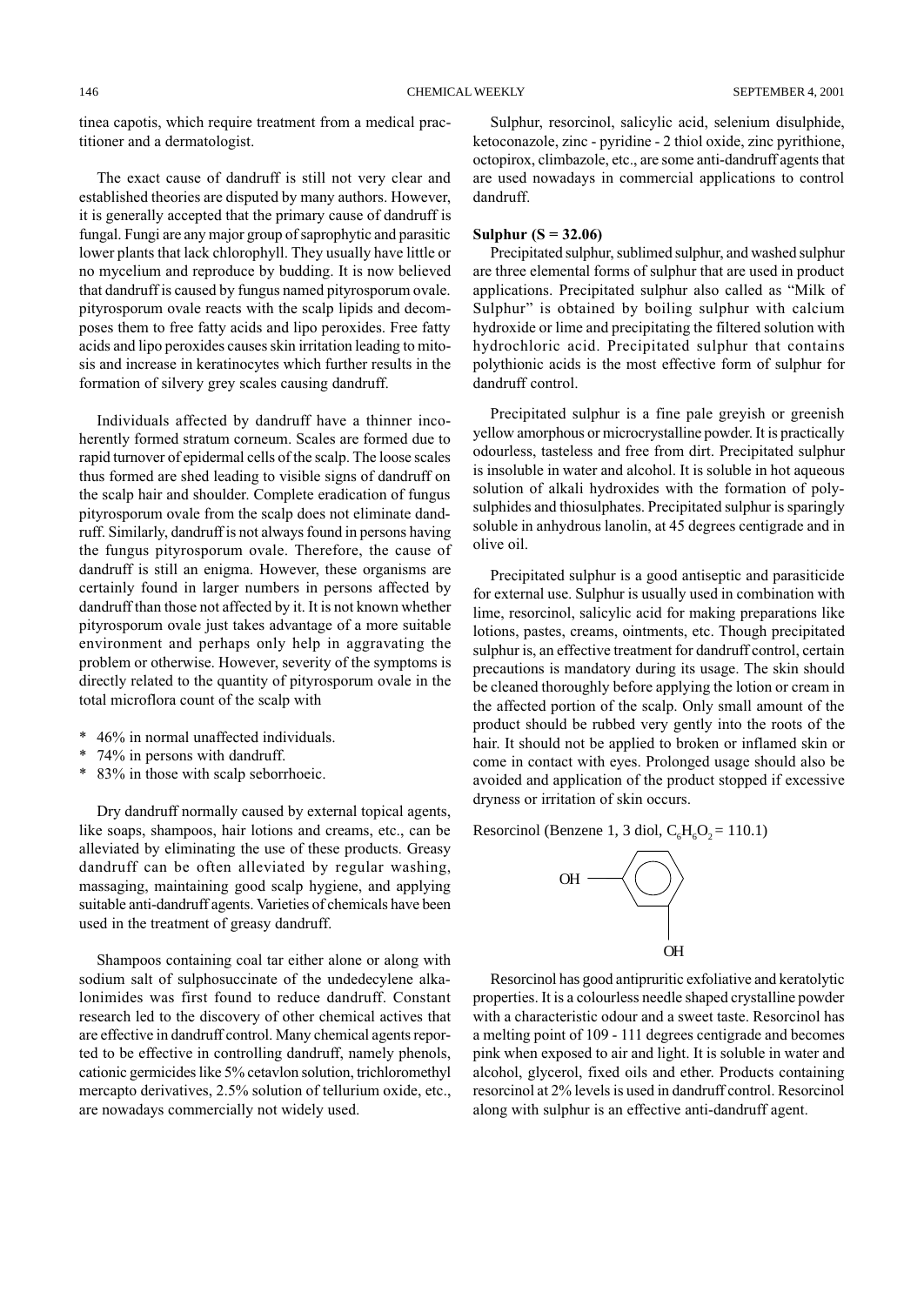tinea capotis, which require treatment from a medical practitioner and a dermatologist.

The exact cause of dandruff is still not very clear and established theories are disputed by many authors. However, it is generally accepted that the primary cause of dandruff is fungal. Fungi are any major group of saprophytic and parasitic lower plants that lack chlorophyll. They usually have little or no mycelium and reproduce by budding. It is now believed that dandruff is caused by fungus named pityrosporum ovale. pityrosporum ovale reacts with the scalp lipids and decomposes them to free fatty acids and lipo peroxides. Free fatty acids and lipo peroxides causes skin irritation leading to mitosis and increase in keratinocytes which further results in the formation of silvery grey scales causing dandruff.

Individuals affected by dandruff have a thinner incoherently formed stratum corneum. Scales are formed due to rapid turnover of epidermal cells of the scalp. The loose scales thus formed are shed leading to visible signs of dandruff on the scalp hair and shoulder. Complete eradication of fungus pityrosporum ovale from the scalp does not eliminate dandruff. Similarly, dandruff is not always found in persons having the fungus pityrosporum ovale. Therefore, the cause of dandruff is still an enigma. However, these organisms are certainly found in larger numbers in persons affected by dandruff than those not affected by it. It is not known whether pityrosporum ovale just takes advantage of a more suitable environment and perhaps only help in aggravating the problem or otherwise. However, severity of the symptoms is directly related to the quantity of pityrosporum ovale in the total microflora count of the scalp with

* 46% in normal unaffected individuals.
* 74% in persons with dandruff.
* 83% in those with scalp seborrhoeic.

Dry dandruff normally caused by external topical agents, like soaps, shampoos, hair lotions and creams, etc., can be alleviated by eliminating the use of these products. Greasy dandruff can be often alleviated by regular washing, massaging, maintaining good scalp hygiene, and applying suitable anti-dandruff agents. Varieties of chemicals have been used in the treatment of greasy dandruff.

Shampoos containing coal tar either alone or along with sodium salt of sulphosuccinate of the undedecylene alkalonimides was first found to reduce dandruff. Constant research led to the discovery of other chemical actives that are effective in dandruff control. Many chemical agents reported to be effective in controlling dandruff, namely phenols, cationic germicides like 5% cetavlon solution, trichloromethyl mercapto derivatives, 2.5% solution of tellurium oxide, etc., are nowadays commercially not widely used.

Sulphur, resorcinol, salicylic acid, selenium disulphide, ketoconazole, zinc - pyridine - 2 thiol oxide, zinc pyrithione, octopirox, climbazole, etc., are some anti-dandruff agents that are used nowadays in commercial applications to control dandruff.

**Sulphur (S = 32.06)**

Precipitated sulphur, sublimed sulphur, and washed sulphur are three elemental forms of sulphur that are used in product applications. Precipitated sulphur also called as "Milk of Sulphur" is obtained by boiling sulphur with calcium hydroxide or lime and precipitating the filtered solution with hydrochloric acid. Precipitated sulphur that contains polythionic acids is the most effective form of sulphur for dandruff control.

Precipitated sulphur is a fine pale greyish or greenish yellow amorphous or microcrystalline powder. It is practically odourless, tasteless and free from dirt. Precipitated sulphur is insoluble in water and alcohol. It is soluble in hot aqueous solution of alkali hydroxides with the formation of polysulphides and thiosulphates. Precipitated sulphur is sparingly soluble in anhydrous lanolin, at 45 degrees centigrade and in olive oil.

Precipitated sulphur is a good antiseptic and parasiticide for external use. Sulphur is usually used in combination with lime, resorcinol, salicylic acid for making preparations like lotions, pastes, creams, ointments, etc. Though precipitated sulphur is, an effective treatment for dandruff control, certain precautions is mandatory during its usage. The skin should be cleaned thoroughly before applying the lotion or cream in the affected portion of the scalp. Only small amount of the product should be rubbed very gently into the roots of the hair. It should not be applied to broken or inflamed skin or come in contact with eyes. Prolonged usage should also be avoided and application of the product stopped if excessive dryness or irritation of skin occurs.

Resorcinol (Benzene 1, 3 diol, $C_6H_6O_2$ = 110.1)

Resorcinol has good antipruritic exfoliative and keratolytic properties. It is a colourless needle shaped crystalline powder with a characteristic odour and a sweet taste. Resorcinol has a melting point of 109 - 111 degrees centigrade and becomes pink when exposed to air and light. It is soluble in water and alcohol, glycerol, fixed oils and ether. Products containing resorcinol at 2% levels is used in dandruff control. Resorcinol along with sulphur is an effective anti-dandruff agent.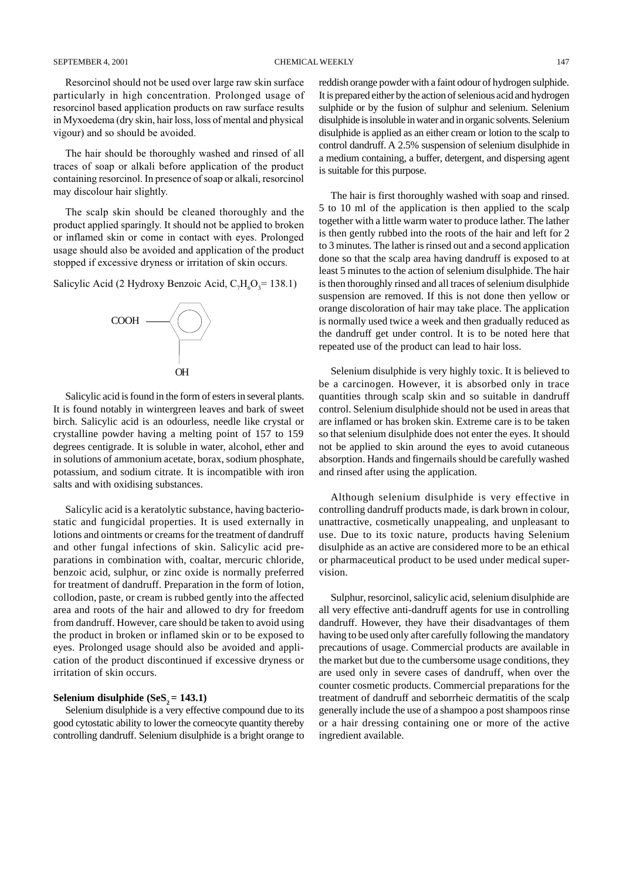Resorcinol should not be used over large raw skin surface particularly in high concentration. Prolonged usage of resorcinol based application products on raw surface results in Myxoedema (dry skin, hair loss, loss of mental and physical vigour) and so should be avoided.

The hair should be thoroughly washed and rinsed of all traces of soap or alkali before application of the product containing resorcinol. In presence of soap or alkali, resorcinol may discolour hair slightly.

The scalp skin should be cleaned thoroughly and the product applied sparingly. It should not be applied to broken or inflamed skin or come in contact with eyes. Prolonged usage should also be avoided and application of the product stopped if excessive dryness or irritation of skin occurs.

Salicylic Acid (2 Hydroxy Benzoic Acid, $C_7H_6O_3$= 138.1)

COOH

OH

Salicylic acid is found in the form of esters in several plants. It is found notably in wintergreen leaves and bark of sweet birch. Salicylic acid is an odourless, needle like crystal or crystalline powder having a melting point of 157 to 159 degrees centigrade. It is soluble in water, alcohol, ether and in solutions of ammonium acetate, borax, sodium phosphate, potassium, and sodium citrate. It is incompatible with iron salts and with oxidising substances.

Salicylic acid is a keratolytic substance, having bacteriostatic and fungicidal properties. It is used externally in lotions and ointments or creams for the treatment of dandruff and other fungal infections of skin. Salicylic acid preparations in combination with, coaltar, mercuric chloride, benzoic acid, sulphur, or zinc oxide is normally preferred for treatment of dandruff. Preparation in the form of lotion, collodion, paste, or cream is rubbed gently into the affected area and roots of the hair and allowed to dry for freedom from dandruff. However, care should be taken to avoid using the product in broken or inflamed skin or to be exposed to eyes. Prolonged usage should also be avoided and application of the product discontinued if excessive dryness or irritation of skin occurs.

**Selenium disulphide ($SeS_2$ = 143.1)**

Selenium disulphide is a very effective compound due to its good cytostatic ability to lower the corneocyte quantity thereby controlling dandruff. Selenium disulphide is a bright orange to reddish orange powder with a faint odour of hydrogen sulphide. It is prepared either by the action of selenious acid and hydrogen sulphide or by the fusion of sulphur and selenium. Selenium disulphide is insoluble in water and in organic solvents. Selenium disulphide is applied as an either cream or lotion to the scalp to control dandruff. A 2.5% suspension of selenium disulphide in a medium containing, a buffer, detergent, and dispersing agent is suitable for this purpose.

The hair is first thoroughly washed with soap and rinsed. 5 to 10 ml of the application is then applied to the scalp together with a little warm water to produce lather. The lather is then gently rubbed into the roots of the hair and left for 2 to 3 minutes. The lather is rinsed out and a second application done so that the scalp area having dandruff is exposed to at least 5 minutes to the action of selenium disulphide. The hair is then thoroughly rinsed and all traces of selenium disulphide suspension are removed. If this is not done then yellow or orange discoloration of hair may take place. The application is normally used twice a week and then gradually reduced as the dandruff get under control. It is to be noted here that repeated use of the product can lead to hair loss.

Selenium disulphide is very highly toxic. It is believed to be a carcinogen. However, it is absorbed only in trace quantities through scalp skin and so suitable in dandruff control. Selenium disulphide should not be used in areas that are inflamed or has broken skin. Extreme care is to be taken so that selenium disulphide does not enter the eyes. It should not be applied to skin around the eyes to avoid cutaneous absorption. Hands and fingernails should be carefully washed and rinsed after using the application.

Although selenium disulphide is very effective in controlling dandruff products made, is dark brown in colour, unattractive, cosmetically unappealing, and unpleasant to use. Due to its toxic nature, products having Selenium disulphide as an active are considered more to be an ethical or pharmaceutical product to be used under medical supervision.

Sulphur, resorcinol, salicylic acid, selenium disulphide are all very effective anti-dandruff agents for use in controlling dandruff. However, they have their disadvantages of them having to be used only after carefully following the mandatory precautions of usage. Commercial products are available in the market but due to the cumbersome usage conditions, they are used only in severe cases of dandruff, when over the counter cosmetic products. Commercial preparations for the treatment of dandruff and seborrheic dermatitis of the scalp generally include the use of a shampoo a post shampoos rinse or a hair dressing containing one or more of the active ingredient available.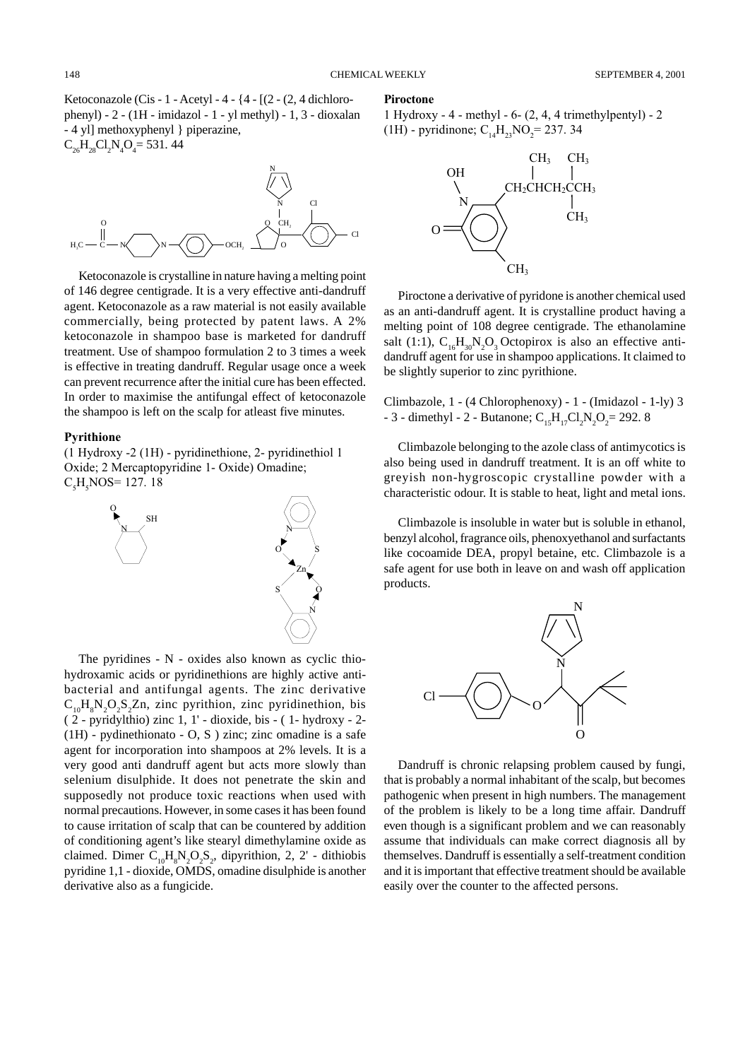Ketoconazole (Cis - 1 - Acetyl - 4 - {4 - [(2 - (2, 4 dichlorophenyl) - 2 - (1H - imidazol - 1 - yl methyl) - 1, 3 - dioxalan - 4 yl] methoxyphenyl } piperazine, $C_{26}H_{28}Cl_2N_4O_4$= 531. 44

Ketoconazole is crystalline in nature having a melting point of 146 degree centigrade. It is a very effective anti-dandruff agent. Ketoconazole as a raw material is not easily available commercially, being protected by patent laws. A 2% ketoconazole in shampoo base is marketed for dandruff treatment. Use of shampoo formulation 2 to 3 times a week is effective in treating dandruff. Regular usage once a week can prevent recurrence after the initial cure has been effected. In order to maximise the antifungal effect of ketoconazole the shampoo is left on the scalp for atleast five minutes.

**Pyrithione**

(1 Hydroxy -2 (1H) - pyridinethione, 2- pyridinethiol 1 Oxide; 2 Mercaptopyridine 1- Oxide) Omadine; $C_5H_5NOS$= 127. 18

The pyridines - N - oxides also known as cyclic thiohydroxamic acids or pyridinethions are highly active antibacterial and antifungal agents. The zinc derivative $C_{10}H_8N_2O_2S_2Zn$, zinc pyrithion, zinc pyridinethion, bis ( 2 - pyridylthio) zinc 1, 1' - dioxide, bis - ( 1- hydroxy - 2- (1H) - pydinethionato - O, S ) zinc; zinc omadine is a safe agent for incorporation into shampoos at 2% levels. It is a very good anti dandruff agent but acts more slowly than selenium disulphide. It does not penetrate the skin and supposedly not produce toxic reactions when used with normal precautions. However, in some cases it has been found to cause irritation of scalp that can be countered by addition of conditioning agent's like stearyl dimethylamine oxide as claimed. Dimer $C_{10}H_8N_2O_2S_2$, dipyrithion, 2, 2' - dithiobis pyridine 1,1 - dioxide, OMDS, omadine disulphide is another derivative also as a fungicide.

**Piroctone**

1 Hydroxy - 4 - methyl - 6- (2, 4, 4 trimethylpentyl) - 2 (1H) - pyridinone; $C_{14}H_{23}NO_2$= 237. 34

Piroctone a derivative of pyridone is another chemical used as an anti-dandruff agent. It is crystalline product having a melting point of 108 degree centigrade. The ethanolamine salt (1:1), $C_{16}H_{30}N_2O_3$ Octopirox is also an effective anti-dandruff agent for use in shampoo applications. It claimed to be slightly superior to zinc pyrithione.

Climbazole, 1 - (4 Chlorophenoxy) - 1 - (Imidazol - 1-ly) 3 - 3 - dimethyl - 2 - Butanone; $C_{15}H_{17}Cl_2N_2O_2$= 292. 8

Climbazole belonging to the azole class of antimycotics is also being used in dandruff treatment. It is an off white to greyish non-hygroscopic crystalline powder with a characteristic odour. It is stable to heat, light and metal ions.

Climbazole is insoluble in water but is soluble in ethanol, benzyl alcohol, fragrance oils, phenoxyethanol and surfactants like cocoamide DEA, propyl betaine, etc. Climbazole is a safe agent for use both in leave on and wash off application products.

Dandruff is chronic relapsing problem caused by fungi, that is probably a normal inhabitant of the scalp, but becomes pathogenic when present in high numbers. The management of the problem is likely to be a long time affair. Dandruff even though is a significant problem and we can reasonably assume that individuals can make correct diagnosis all by themselves. Dandruff is essentially a self-treatment condition and it is important that effective treatment should be available easily over the counter to the affected persons.